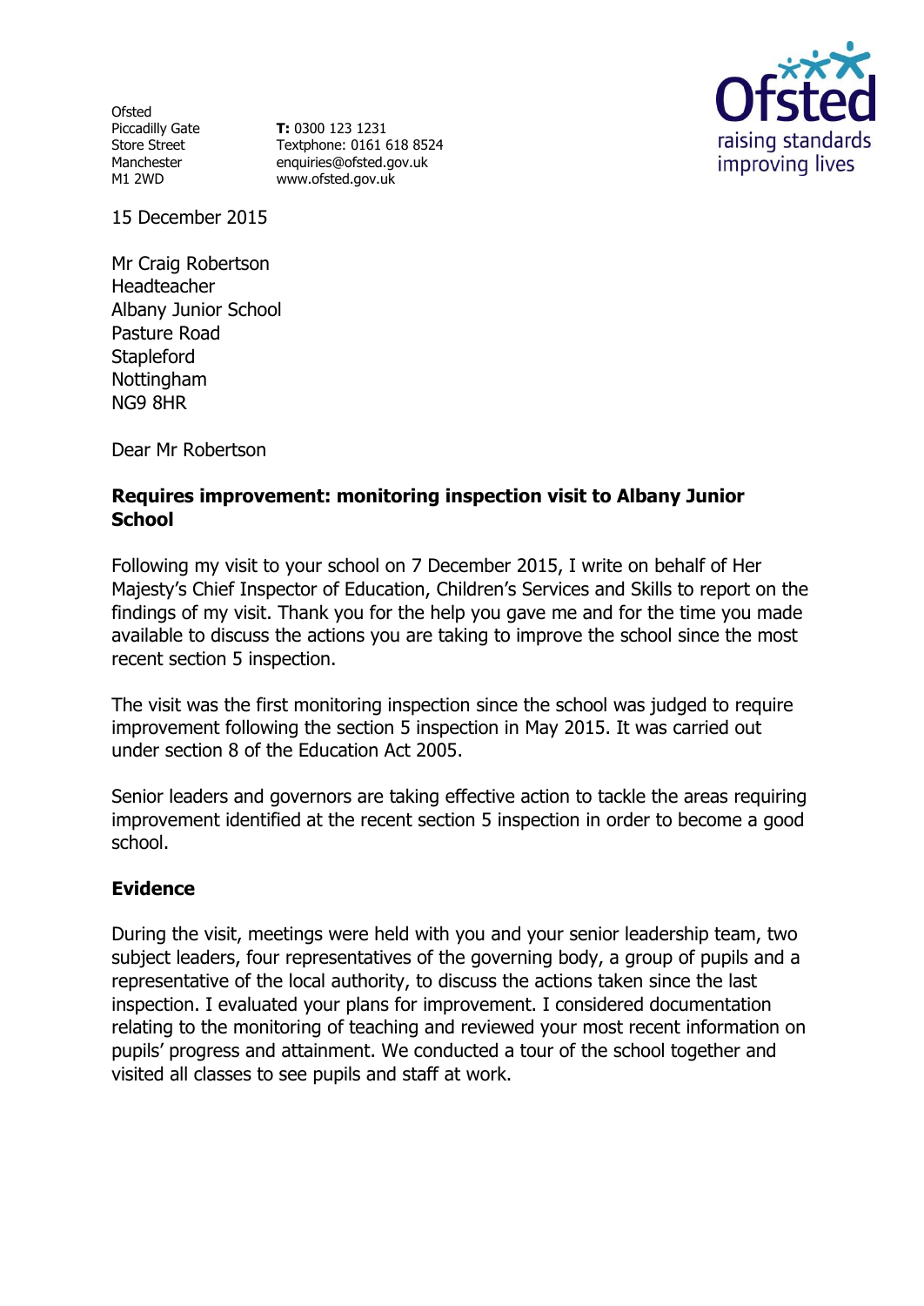Ofsted
Piccadilly Gate
Store Street
Manchester
M1 2WD

**T:** 0300 123 1231
Textphone: 0161 618 8524
enquiries@ofsted.gov.uk
www.ofsted.gov.uk

15 December 2015

Mr Craig Robertson
Headteacher
Albany Junior School
Pasture Road
Stapleford
Nottingham
NG9 8HR

Dear Mr Robertson

**Requires improvement: monitoring inspection visit to Albany Junior School**

Following my visit to your school on 7 December 2015, I write on behalf of Her Majesty's Chief Inspector of Education, Children's Services and Skills to report on the findings of my visit. Thank you for the help you gave me and for the time you made available to discuss the actions you are taking to improve the school since the most recent section 5 inspection.

The visit was the first monitoring inspection since the school was judged to require improvement following the section 5 inspection in May 2015. It was carried out under section 8 of the Education Act 2005.

Senior leaders and governors are taking effective action to tackle the areas requiring improvement identified at the recent section 5 inspection in order to become a good school.

**Evidence**

During the visit, meetings were held with you and your senior leadership team, two subject leaders, four representatives of the governing body, a group of pupils and a representative of the local authority, to discuss the actions taken since the last inspection. I evaluated your plans for improvement. I considered documentation relating to the monitoring of teaching and reviewed your most recent information on pupils' progress and attainment. We conducted a tour of the school together and visited all classes to see pupils and staff at work.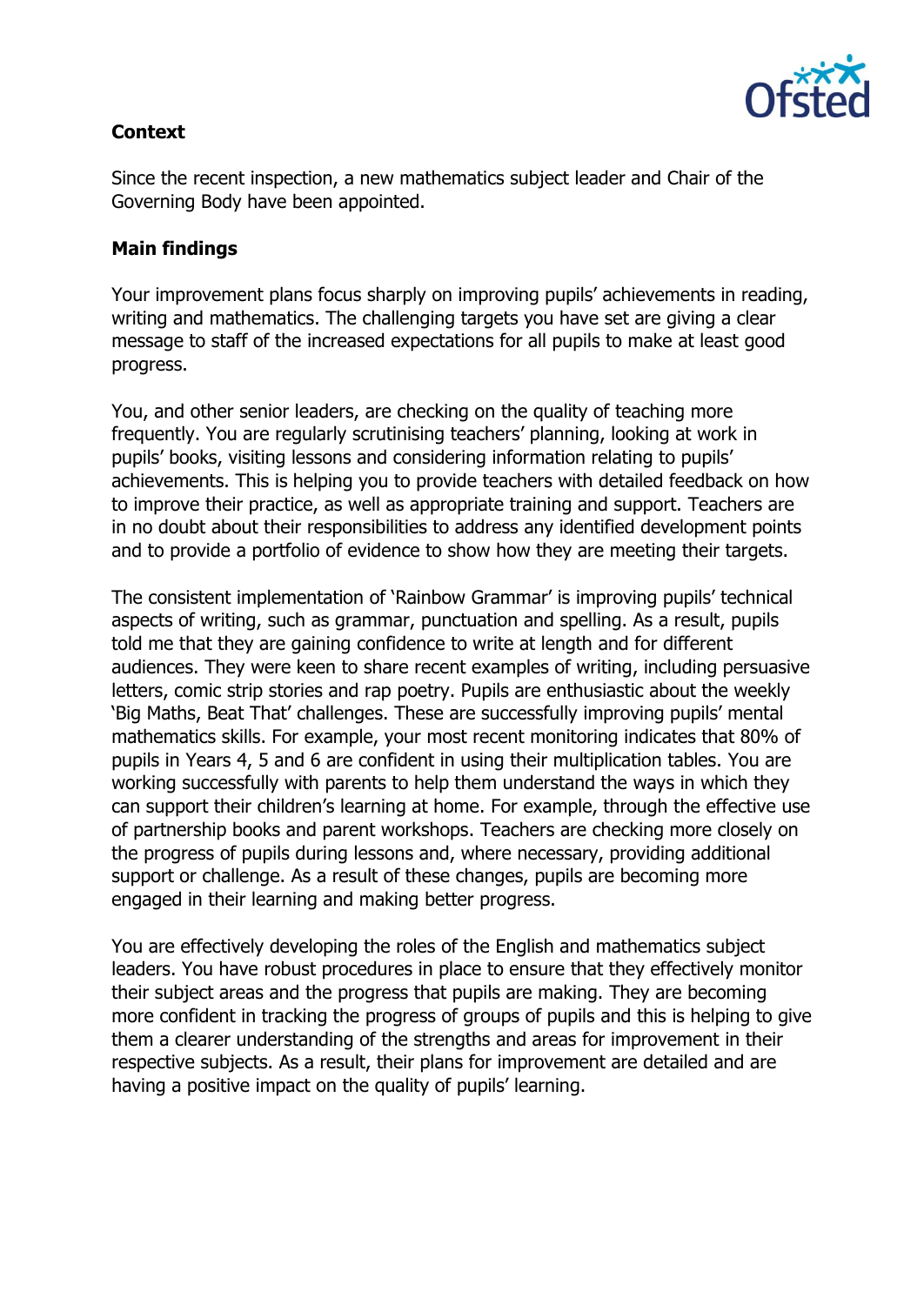**Context**

Since the recent inspection, a new mathematics subject leader and Chair of the Governing Body have been appointed.

**Main findings**

Your improvement plans focus sharply on improving pupils' achievements in reading, writing and mathematics. The challenging targets you have set are giving a clear message to staff of the increased expectations for all pupils to make at least good progress.

You, and other senior leaders, are checking on the quality of teaching more frequently. You are regularly scrutinising teachers' planning, looking at work in pupils' books, visiting lessons and considering information relating to pupils' achievements. This is helping you to provide teachers with detailed feedback on how to improve their practice, as well as appropriate training and support. Teachers are in no doubt about their responsibilities to address any identified development points and to provide a portfolio of evidence to show how they are meeting their targets.

The consistent implementation of 'Rainbow Grammar' is improving pupils' technical aspects of writing, such as grammar, punctuation and spelling. As a result, pupils told me that they are gaining confidence to write at length and for different audiences. They were keen to share recent examples of writing, including persuasive letters, comic strip stories and rap poetry. Pupils are enthusiastic about the weekly 'Big Maths, Beat That' challenges. These are successfully improving pupils' mental mathematics skills. For example, your most recent monitoring indicates that 80% of pupils in Years 4, 5 and 6 are confident in using their multiplication tables. You are working successfully with parents to help them understand the ways in which they can support their children's learning at home. For example, through the effective use of partnership books and parent workshops. Teachers are checking more closely on the progress of pupils during lessons and, where necessary, providing additional support or challenge. As a result of these changes, pupils are becoming more engaged in their learning and making better progress.

You are effectively developing the roles of the English and mathematics subject leaders. You have robust procedures in place to ensure that they effectively monitor their subject areas and the progress that pupils are making. They are becoming more confident in tracking the progress of groups of pupils and this is helping to give them a clearer understanding of the strengths and areas for improvement in their respective subjects. As a result, their plans for improvement are detailed and are having a positive impact on the quality of pupils' learning.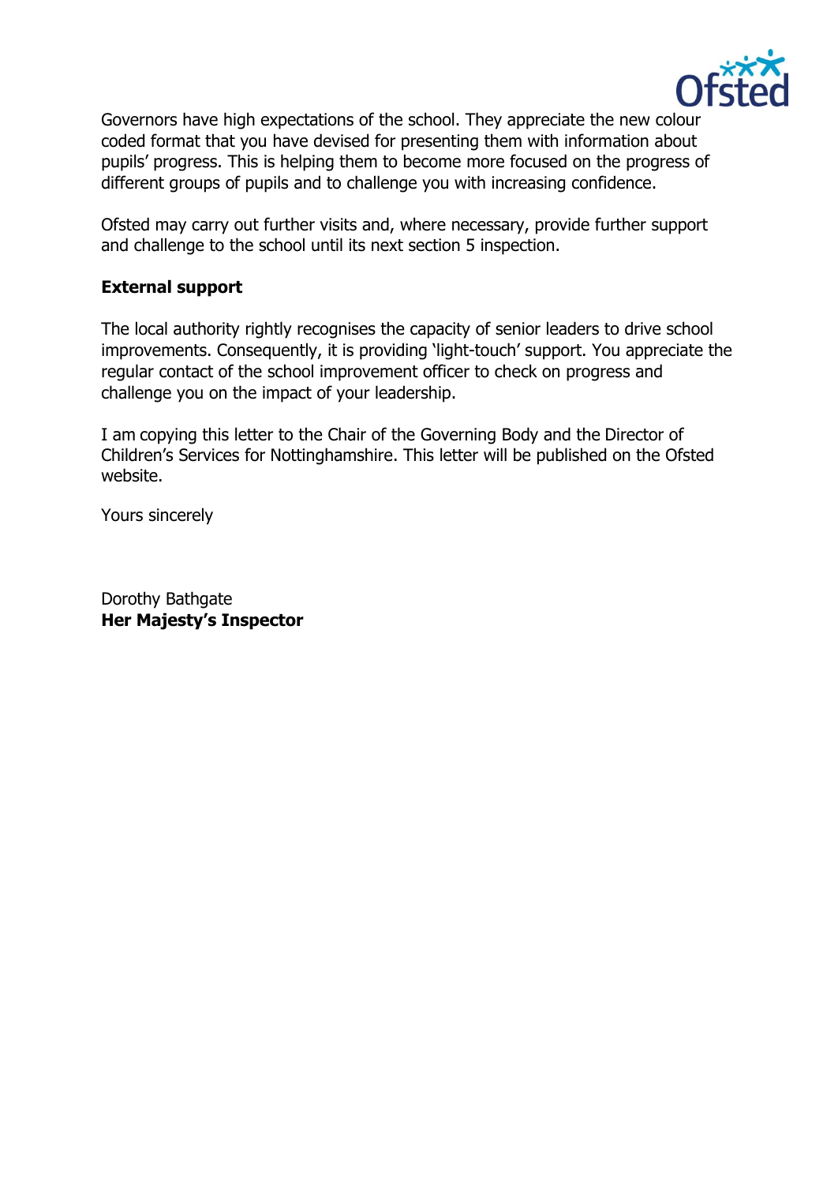Governors have high expectations of the school. They appreciate the new colour coded format that you have devised for presenting them with information about pupils' progress. This is helping them to become more focused on the progress of different groups of pupils and to challenge you with increasing confidence.

Ofsted may carry out further visits and, where necessary, provide further support and challenge to the school until its next section 5 inspection.

**External support**

The local authority rightly recognises the capacity of senior leaders to drive school improvements. Consequently, it is providing 'light-touch' support. You appreciate the regular contact of the school improvement officer to check on progress and challenge you on the impact of your leadership.

I am copying this letter to the Chair of the Governing Body and the Director of Children's Services for Nottinghamshire. This letter will be published on the Ofsted website.

Yours sincerely

Dorothy Bathgate
**Her Majesty's Inspector**